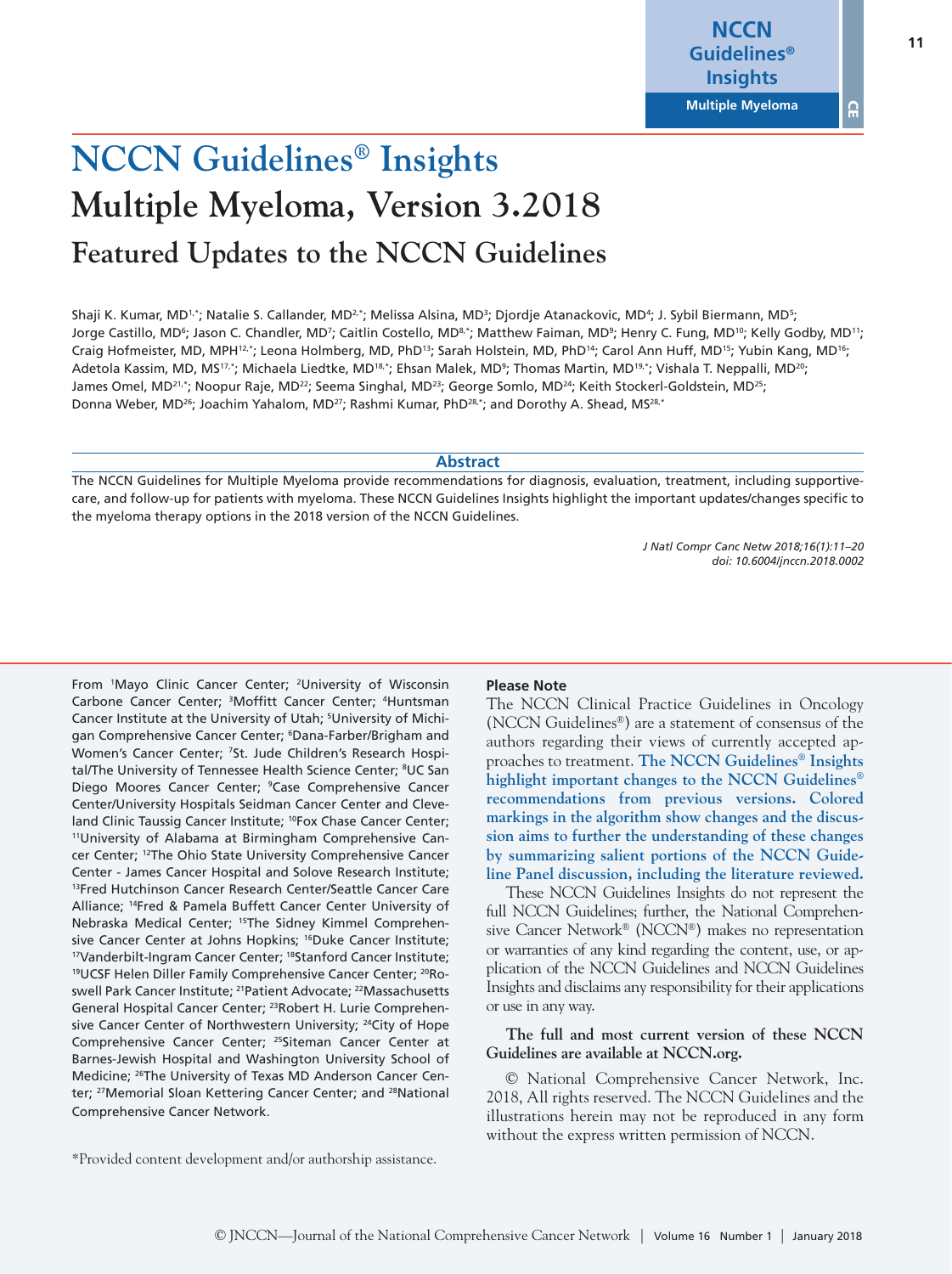# NCCN Guidelines® Insights

# Multiple Myeloma, Version 3.2018

## Featured Updates to the NCCN Guidelines

Shaji K. Kumar, MD[1,*]; Natalie S. Callander, MD[2,*]; Melissa Alsina, MD[3]; Djordje Atanackovic, MD[4]; J. Sybil Biermann, MD[5]; Jorge Castillo, MD[6]; Jason C. Chandler, MD[7]; Caitlin Costello, MD[8,*]; Matthew Faiman, MD[9]; Henry C. Fung, MD[10]; Kelly Godby, MD[11]; Craig Hofmeister, MD, MPH[12,*]; Leona Holmberg, MD, PhD[13]; Sarah Holstein, MD, PhD[14]; Carol Ann Huff, MD[15]; Yubin Kang, MD[16]; Adetola Kassim, MD, MS[17,*]; Michaela Liedtke, MD[18,*]; Ehsan Malek, MD[9]; Thomas Martin, MD[19,*]; Vishala T. Neppalli, MD[20]; James Omel, MD[21,*]; Noopur Raje, MD[22]; Seema Singhal, MD[23]; George Somlo, MD[24]; Keith Stockerl-Goldstein, MD[25]; Donna Weber, MD[26]; Joachim Yahalom, MD[27]; Rashmi Kumar, PhD[28,*]; and Dorothy A. Shead, MS[28,*]

### Abstract

The NCCN Guidelines for Multiple Myeloma provide recommendations for diagnosis, evaluation, treatment, including supportive-care, and follow-up for patients with myeloma. These NCCN Guidelines Insights highlight the important updates/changes specific to the myeloma therapy options in the 2018 version of the NCCN Guidelines.

*J Natl Compr Canc Netw 2018;16(1):11–20*
*doi: 10.6004/jnccn.2018.0002*

From [1]Mayo Clinic Cancer Center; [2]University of Wisconsin Carbone Cancer Center; [3]Moffitt Cancer Center; [4]Huntsman Cancer Institute at the University of Utah; [5]University of Michigan Comprehensive Cancer Center; [6]Dana-Farber/Brigham and Women's Cancer Center; [7]St. Jude Children's Research Hospital/The University of Tennessee Health Science Center; [8]UC San Diego Moores Cancer Center; [9]Case Comprehensive Cancer Center/University Hospitals Seidman Cancer Center and Cleveland Clinic Taussig Cancer Institute; [10]Fox Chase Cancer Center; [11]University of Alabama at Birmingham Comprehensive Cancer Center; [12]The Ohio State University Comprehensive Cancer Center - James Cancer Hospital and Solove Research Institute; [13]Fred Hutchinson Cancer Research Center/Seattle Cancer Care Alliance; [14]Fred & Pamela Buffett Cancer Center University of Nebraska Medical Center; [15]The Sidney Kimmel Comprehensive Cancer Center at Johns Hopkins; [16]Duke Cancer Institute; [17]Vanderbilt-Ingram Cancer Center; [18]Stanford Cancer Institute; [19]UCSF Helen Diller Family Comprehensive Cancer Center; [20]Roswell Park Cancer Institute; [21]Patient Advocate; [22]Massachusetts General Hospital Cancer Center; [23]Robert H. Lurie Comprehensive Cancer Center of Northwestern University; [24]City of Hope Comprehensive Cancer Center; [25]Siteman Cancer Center at Barnes-Jewish Hospital and Washington University School of Medicine; [26]The University of Texas MD Anderson Cancer Center; [27]Memorial Sloan Kettering Cancer Center; and [28]National Comprehensive Cancer Network.

*Provided content development and/or authorship assistance.

**Please Note**

The NCCN Clinical Practice Guidelines in Oncology (NCCN Guidelines®) are a statement of consensus of the authors regarding their views of currently accepted approaches to treatment. **The NCCN Guidelines® Insights highlight important changes to the NCCN Guidelines® recommendations from previous versions. Colored markings in the algorithm show changes and the discussion aims to further the understanding of these changes by summarizing salient portions of the NCCN Guideline Panel discussion, including the literature reviewed.**

These NCCN Guidelines Insights do not represent the full NCCN Guidelines; further, the National Comprehensive Cancer Network® (NCCN®) makes no representation or warranties of any kind regarding the content, use, or application of the NCCN Guidelines and NCCN Guidelines Insights and disclaims any responsibility for their applications or use in any way.

**The full and most current version of these NCCN Guidelines are available at NCCN.org.**

© National Comprehensive Cancer Network, Inc. 2018, All rights reserved. The NCCN Guidelines and the illustrations herein may not be reproduced in any form without the express written permission of NCCN.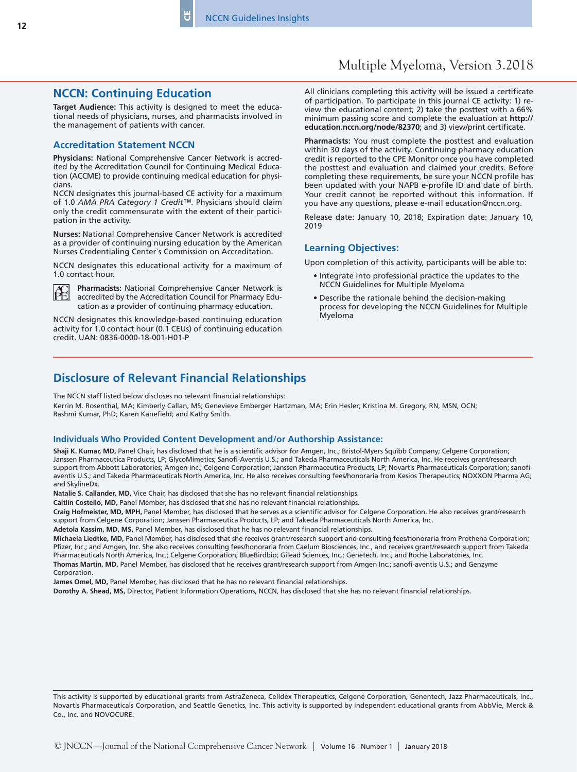## NCCN: Continuing Education

**Target Audience:** This activity is designed to meet the educational needs of physicians, nurses, and pharmacists involved in the management of patients with cancer.

### Accreditation Statement NCCN

**Physicians:** National Comprehensive Cancer Network is accredited by the Accreditation Council for Continuing Medical Education (ACCME) to provide continuing medical education for physicians.

NCCN designates this journal-based CE activity for a maximum of 1.0 *AMA PRA Category 1 Credit*™. Physicians should claim only the credit commensurate with the extent of their participation in the activity.

**Nurses:** National Comprehensive Cancer Network is accredited as a provider of continuing nursing education by the American Nurses Credentialing Center`s Commission on Accreditation.

NCCN designates this educational activity for a maximum of 1.0 contact hour.

**Pharmacists:** National Comprehensive Cancer Network is accredited by the Accreditation Council for Pharmacy Education as a provider of continuing pharmacy education.

NCCN designates this knowledge-based continuing education activity for 1.0 contact hour (0.1 CEUs) of continuing education credit. UAN: 0836-0000-18-001-H01-P

All clinicians completing this activity will be issued a certificate of participation. To participate in this journal CE activity: 1) review the educational content; 2) take the posttest with a 66% minimum passing score and complete the evaluation at **http://education.nccn.org/node/82370**; and 3) view/print certificate.

**Pharmacists:** You must complete the posttest and evaluation within 30 days of the activity. Continuing pharmacy education credit is reported to the CPE Monitor once you have completed the posttest and evaluation and claimed your credits. Before completing these requirements, be sure your NCCN profile has been updated with your NAPB e-profile ID and date of birth. Your credit cannot be reported without this information. If you have any questions, please e-mail education@nccn.org.

Release date: January 10, 2018; Expiration date: January 10, 2019

### Learning Objectives:

Upon completion of this activity, participants will be able to:

- Integrate into professional practice the updates to the NCCN Guidelines for Multiple Myeloma
- Describe the rationale behind the decision-making process for developing the NCCN Guidelines for Multiple Myeloma

## Disclosure of Relevant Financial Relationships

The NCCN staff listed below discloses no relevant financial relationships:

Kerrin M. Rosenthal, MA; Kimberly Callan, MS; Genevieve Emberger Hartzman, MA; Erin Hesler; Kristina M. Gregory, RN, MSN, OCN; Rashmi Kumar, PhD; Karen Kanefield; and Kathy Smith.

### Individuals Who Provided Content Development and/or Authorship Assistance:

**Shaji K. Kumar, MD,** Panel Chair, has disclosed that he is a scientific advisor for Amgen, Inc.; Bristol-Myers Squibb Company; Celgene Corporation; Janssen Pharmaceutica Products, LP; GlycoMimetics; Sanofi-Aventis U.S.; and Takeda Pharmaceuticals North America, Inc. He receives grant/research support from Abbott Laboratories; Amgen Inc.; Celgene Corporation; Janssen Pharmaceutica Products, LP; Novartis Pharmaceuticals Corporation; sanofi-aventis U.S.; and Takeda Pharmaceuticals North America, Inc. He also receives consulting fees/honoraria from Kesios Therapeutics; NOXXON Pharma AG; and SkylineDx.

**Natalie S. Callander, MD,** Vice Chair, has disclosed that she has no relevant financial relationships.

**Caitlin Costello, MD,** Panel Member, has disclosed that she has no relevant financial relationships.

**Craig Hofmeister, MD, MPH,** Panel Member, has disclosed that he serves as a scientific advisor for Celgene Corporation. He also receives grant/research support from Celgene Corporation; Janssen Pharmaceutica Products, LP; and Takeda Pharmaceuticals North America, Inc.

**Adetola Kassim, MD, MS,** Panel Member, has disclosed that he has no relevant financial relationships.

**Michaela Liedtke, MD,** Panel Member, has disclosed that she receives grant/research support and consulting fees/honoraria from Prothena Corporation; Pfizer, Inc.; and Amgen, Inc. She also receives consulting fees/honoraria from Caelum Biosciences, Inc., and receives grant/research support from Takeda Pharmaceuticals North America, Inc.; Celgene Corporation; BlueBirdbio; Gilead Sciences, Inc.; Genetech, Inc.; and Roche Laboratories, Inc.

**Thomas Martin, MD,** Panel Member, has disclosed that he receives grant/research support from Amgen Inc.; sanofi-aventis U.S.; and Genzyme Corporation.

**James Omel, MD,** Panel Member, has disclosed that he has no relevant financial relationships.

**Dorothy A. Shead, MS,** Director, Patient Information Operations, NCCN, has disclosed that she has no relevant financial relationships.

---

This activity is supported by educational grants from AstraZeneca, Celldex Therapeutics, Celgene Corporation, Genentech, Jazz Pharmaceuticals, Inc., Novartis Pharmaceuticals Corporation, and Seattle Genetics, Inc. This activity is supported by independent educational grants from AbbVie, Merck & Co., Inc. and NOVOCURE.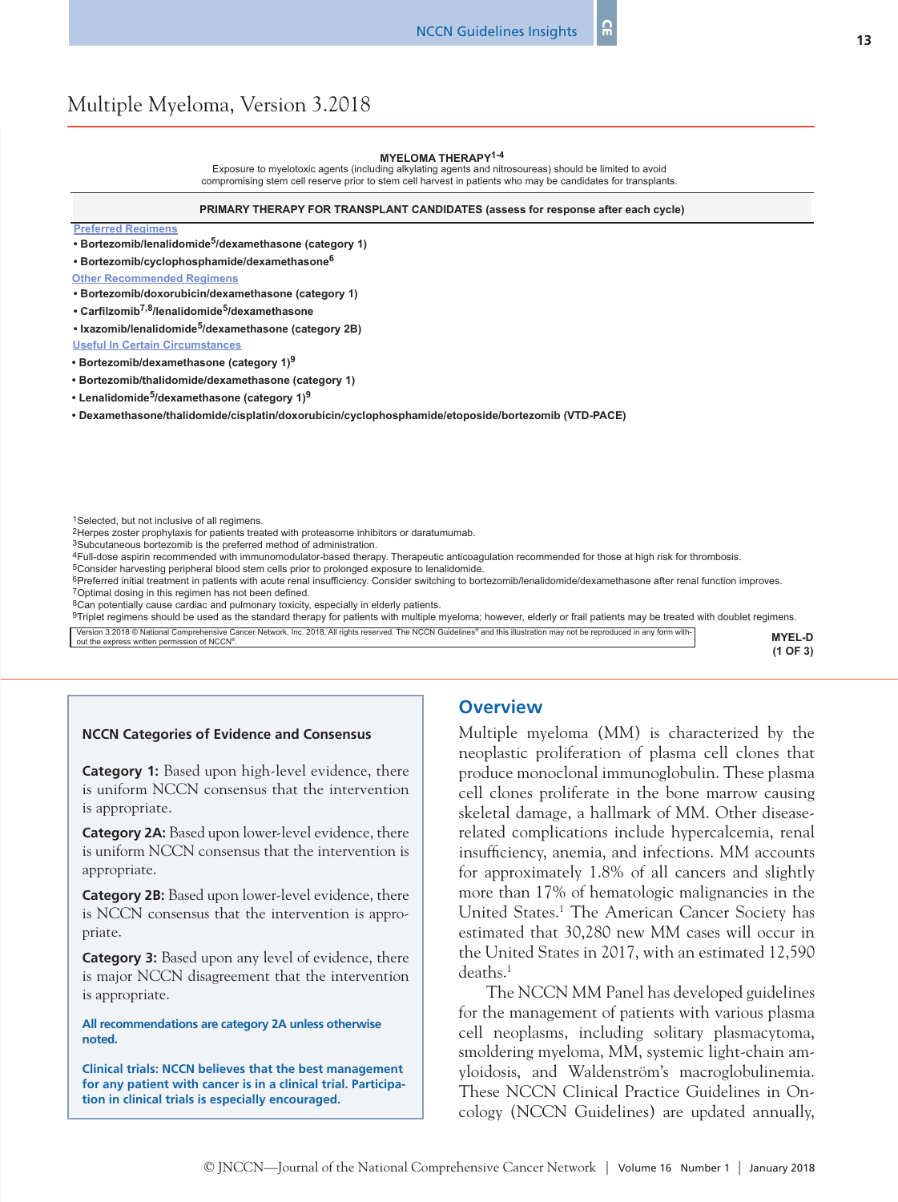# Multiple Myeloma, Version 3.2018

**MYELOMA THERAPY[1-4]**

Exposure to myelotoxic agents (including alkylating agents and nitrosoureas) should be limited to avoid compromising stem cell reserve prior to stem cell harvest in patients who may be candidates for transplants.

**PRIMARY THERAPY FOR TRANSPLANT CANDIDATES (assess for response after each cycle)**

Preferred Regimens

- **Bortezomib/lenalidomide[5]/dexamethasone (category 1)**
- **Bortezomib/cyclophosphamide/dexamethasone[6]**

Other Recommended Regimens

- **Bortezomib/doxorubicin/dexamethasone (category 1)**
- **Carfilzomib[7,8]/lenalidomide[5]/dexamethasone**
- **Ixazomib/lenalidomide[5]/dexamethasone (category 2B)**

Useful In Certain Circumstances

- **Bortezomib/dexamethasone (category 1)[9]**
- **Bortezomib/thalidomide/dexamethasone (category 1)**
- **Lenalidomide[5]/dexamethasone (category 1)[9]**
- **Dexamethasone/thalidomide/cisplatin/doxorubicin/cyclophosphamide/etoposide/bortezomib (VTD-PACE)**

[1]Selected, but not inclusive of all regimens.
[2]Herpes zoster prophylaxis for patients treated with proteasome inhibitors or daratumumab.
[3]Subcutaneous bortezomib is the preferred method of administration.
[4]Full-dose aspirin recommended with immunomodulator-based therapy. Therapeutic anticoagulation recommended for those at high risk for thrombosis.
[5]Consider harvesting peripheral blood stem cells prior to prolonged exposure to lenalidomide.
[6]Preferred initial treatment in patients with acute renal insufficiency. Consider switching to bortezomib/lenalidomide/dexamethasone after renal function improves.
[7]Optimal dosing in this regimen has not been defined.
[8]Can potentially cause cardiac and pulmonary toxicity, especially in elderly patients.
[9]Triplet regimens should be used as the standard therapy for patients with multiple myeloma; however, elderly or frail patients may be treated with doublet regimens.

Version 3.2018 © National Comprehensive Cancer Network, Inc. 2018, All rights reserved. The NCCN Guidelines® and this illustration may not be reproduced in any form without the express written permission of NCCN®.

MYEL-D (1 OF 3)

---

**NCCN Categories of Evidence and Consensus**

**Category 1:** Based upon high-level evidence, there is uniform NCCN consensus that the intervention is appropriate.

**Category 2A:** Based upon lower-level evidence, there is uniform NCCN consensus that the intervention is appropriate.

**Category 2B:** Based upon lower-level evidence, there is NCCN consensus that the intervention is appropriate.

**Category 3:** Based upon any level of evidence, there is major NCCN disagreement that the intervention is appropriate.

**All recommendations are category 2A unless otherwise noted.**

**Clinical trials: NCCN believes that the best management for any patient with cancer is in a clinical trial. Participation in clinical trials is especially encouraged.**

## Overview

Multiple myeloma (MM) is characterized by the neoplastic proliferation of plasma cell clones that produce monoclonal immunoglobulin. These plasma cell clones proliferate in the bone marrow causing skeletal damage, a hallmark of MM. Other disease-related complications include hypercalcemia, renal insufficiency, anemia, and infections. MM accounts for approximately 1.8% of all cancers and slightly more than 17% of hematologic malignancies in the United States.[1] The American Cancer Society has estimated that 30,280 new MM cases will occur in the United States in 2017, with an estimated 12,590 deaths.[1]

The NCCN MM Panel has developed guidelines for the management of patients with various plasma cell neoplasms, including solitary plasmacytoma, smoldering myeloma, MM, systemic light-chain amyloidosis, and Waldenström's macroglobulinemia. These NCCN Clinical Practice Guidelines in Oncology (NCCN Guidelines) are updated annually,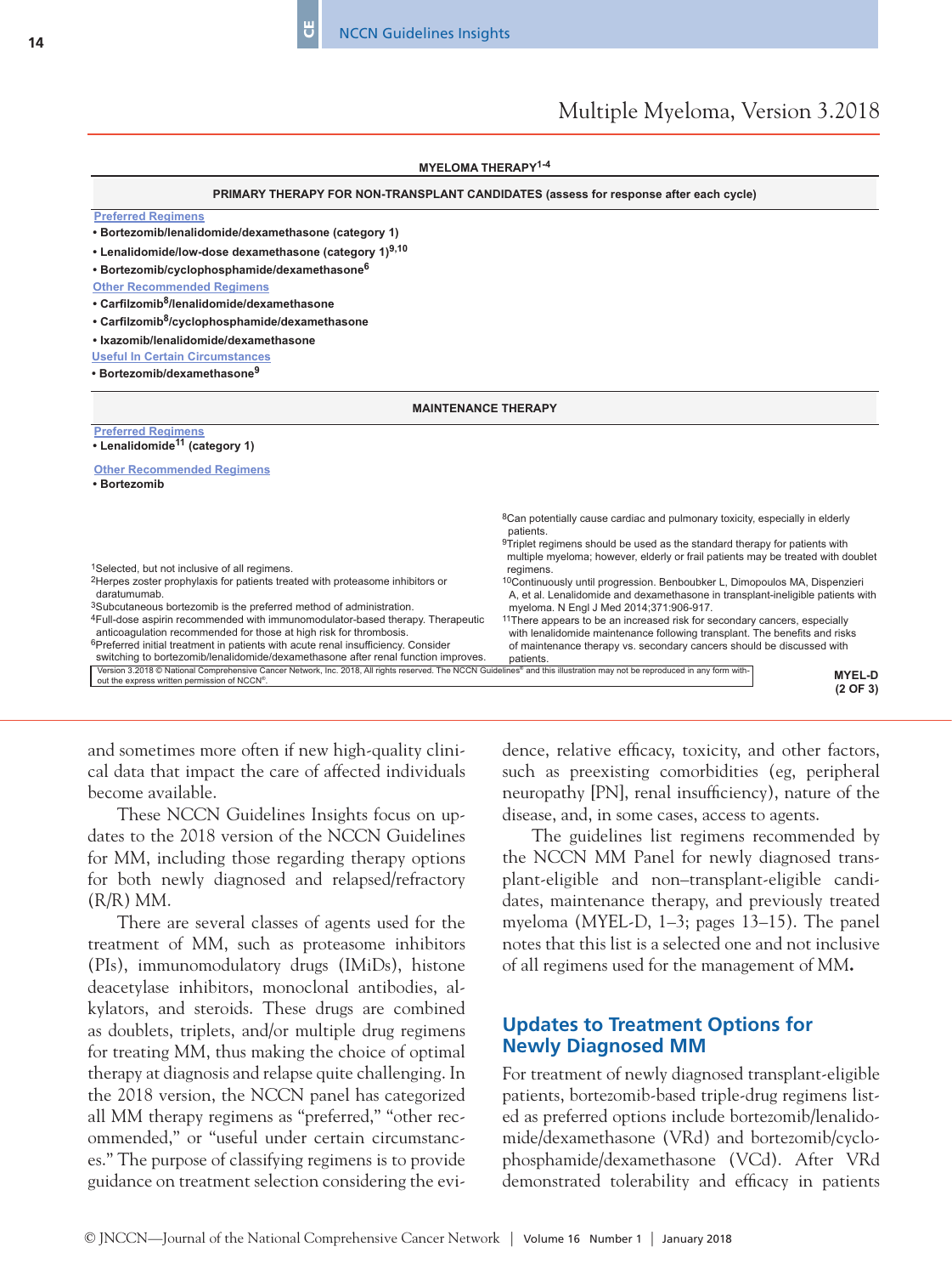Multiple Myeloma, Version 3.2018

**MYELOMA THERAPY[1-4]**

**PRIMARY THERAPY FOR NON-TRANSPLANT CANDIDATES (assess for response after each cycle)**

Preferred Regimens
- **Bortezomib/lenalidomide/dexamethasone (category 1)**
- **Lenalidomide/low-dose dexamethasone (category 1)[9,10]**
- **Bortezomib/cyclophosphamide/dexamethasone[6]**

Other Recommended Regimens
- **Carfilzomib[8]/lenalidomide/dexamethasone**
- **Carfilzomib[8]/cyclophosphamide/dexamethasone**
- **Ixazomib/lenalidomide/dexamethasone**

Useful In Certain Circumstances
- **Bortezomib/dexamethasone[9]**

**MAINTENANCE THERAPY**

Preferred Regimens
- **Lenalidomide[11] (category 1)**

Other Recommended Regimens
- **Bortezomib**

[1]Selected, but not inclusive of all regimens.
[2]Herpes zoster prophylaxis for patients treated with proteasome inhibitors or daratumumab.
[3]Subcutaneous bortezomib is the preferred method of administration.
[4]Full-dose aspirin recommended with immunomodulator-based therapy. Therapeutic anticoagulation recommended for those at high risk for thrombosis.
[6]Preferred initial treatment in patients with acute renal insufficiency. Consider switching to bortezomib/lenalidomide/dexamethasone after renal function improves.
[8]Can potentially cause cardiac and pulmonary toxicity, especially in elderly patients.
[9]Triplet regimens should be used as the standard therapy for patients with multiple myeloma; however, elderly or frail patients may be treated with doublet regimens.
[10]Continuously until progression. Benboubker L, Dimopoulos MA, Dispenzieri A, et al. Lenalidomide and dexamethasone in transplant-ineligible patients with myeloma. N Engl J Med 2014;371:906-917.
[11]There appears to be an increased risk for secondary cancers, especially with lenalidomide maintenance following transplant. The benefits and risks of maintenance therapy vs. secondary cancers should be discussed with patients.

Version 3.2018 © National Comprehensive Cancer Network, Inc. 2018, All rights reserved. The NCCN Guidelines® and this illustration may not be reproduced in any form without the express written permission of NCCN®.

MYEL-D (2 OF 3)

and sometimes more often if new high-quality clinical data that impact the care of affected individuals become available.

These NCCN Guidelines Insights focus on updates to the 2018 version of the NCCN Guidelines for MM, including those regarding therapy options for both newly diagnosed and relapsed/refractory (R/R) MM.

There are several classes of agents used for the treatment of MM, such as proteasome inhibitors (PIs), immunomodulatory drugs (IMiDs), histone deacetylase inhibitors, monoclonal antibodies, alkylators, and steroids. These drugs are combined as doublets, triplets, and/or multiple drug regimens for treating MM, thus making the choice of optimal therapy at diagnosis and relapse quite challenging. In the 2018 version, the NCCN panel has categorized all MM therapy regimens as "preferred," "other recommended," or "useful under certain circumstances." The purpose of classifying regimens is to provide guidance on treatment selection considering the evidence, relative efficacy, toxicity, and other factors, such as preexisting comorbidities (eg, peripheral neuropathy [PN], renal insufficiency), nature of the disease, and, in some cases, access to agents.

The guidelines list regimens recommended by the NCCN MM Panel for newly diagnosed transplant-eligible and non–transplant-eligible candidates, maintenance therapy, and previously treated myeloma (MYEL-D, 1–3; pages 13–15). The panel notes that this list is a selected one and not inclusive of all regimens used for the management of MM.

## Updates to Treatment Options for Newly Diagnosed MM

For treatment of newly diagnosed transplant-eligible patients, bortezomib-based triple-drug regimens listed as preferred options include bortezomib/lenalidomide/dexamethasone (VRd) and bortezomib/cyclophosphamide/dexamethasone (VCd). After VRd demonstrated tolerability and efficacy in patients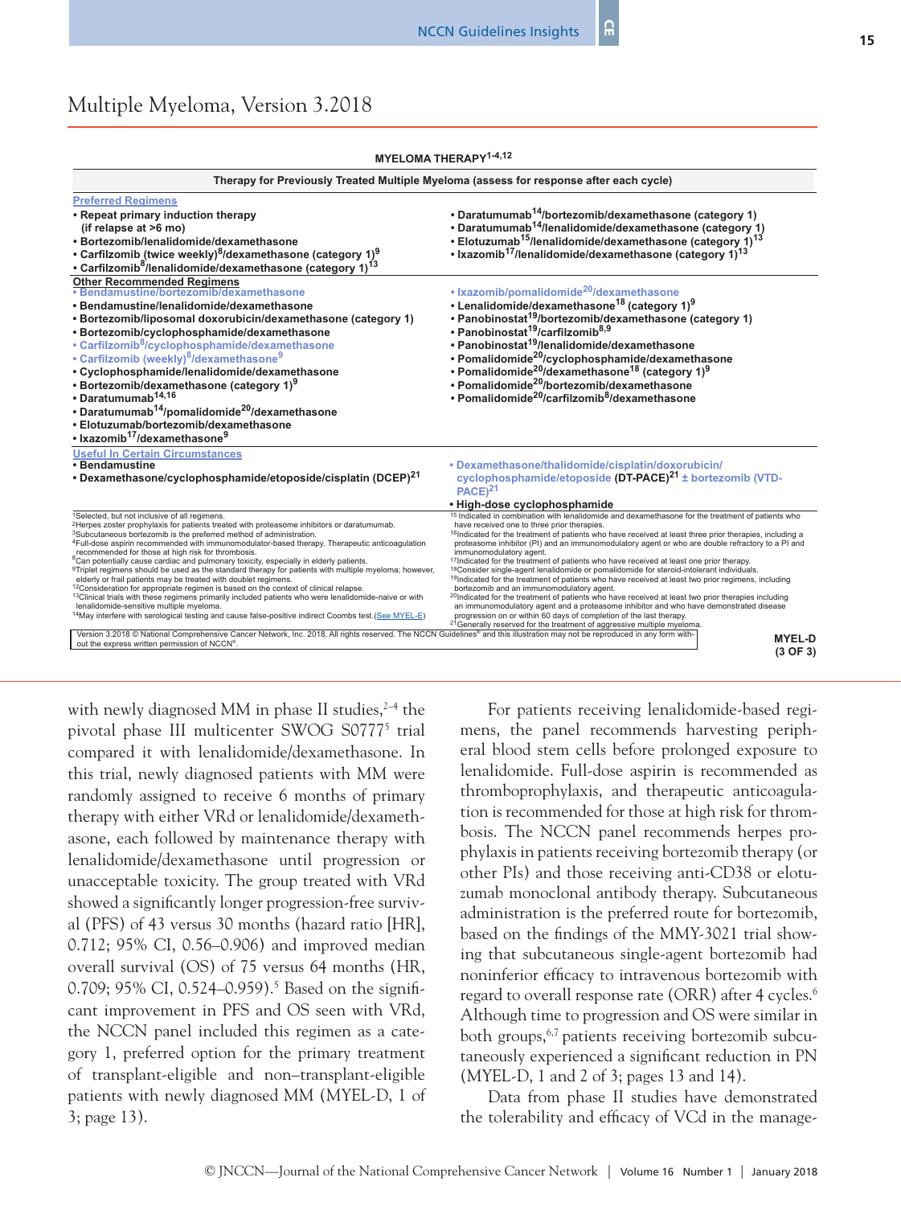# Multiple Myeloma, Version 3.2018

**MYELOMA THERAPY[1-4,12]**

**Therapy for Previously Treated Multiple Myeloma (assess for response after each cycle)**

**Preferred Regimens**

- **Repeat primary induction therapy (if relapse at >6 mo)**
- **Bortezomib/lenalidomide/dexamethasone**
- **Carfilzomib (twice weekly)[8]/dexamethasone (category 1)[9]**
- **Carfilzomib[8]/lenalidomide/dexamethasone (category 1)[13]**
- **Daratumumab[14]/bortezomib/dexamethasone (category 1)**
- **Daratumumab[14]/lenalidomide/dexamethasone (category 1)**
- **Elotuzumab[15]/lenalidomide/dexamethasone (category 1)[13]**
- **Ixazomib[17]/lenalidomide/dexamethasone (category 1)[13]**

**Other Recommended Regimens**

- Bendamustine/bortezomib/dexamethasone
- **Bendamustine/lenalidomide/dexamethasone**
- **Bortezomib/liposomal doxorubicin/dexamethasone (category 1)**
- **Bortezomib/cyclophosphamide/dexamethasone**
- Carfilzomib[8]/cyclophosphamide/dexamethasone
- Carfilzomib (weekly)[8]/dexamethasone[9]
- **Cyclophosphamide/lenalidomide/dexamethasone**
- **Bortezomib/dexamethasone (category 1)[9]**
- **Daratumumab[14,16]**
- **Daratumumab[14]/pomalidomide[20]/dexamethasone**
- **Elotuzumab/bortezomib/dexamethasone**
- **Ixazomib[17]/dexamethasone[9]**
- Ixazomib/pomalidomide[20]/dexamethasone
- **Lenalidomide/dexamethasone[18] (category 1)[9]**
- **Panobinostat[19]/bortezomib/dexamethasone (category 1)**
- **Panobinostat[19]/carfilzomib[8,9]**
- **Panobinostat[19]/lenalidomide/dexamethasone**
- **Pomalidomide[20]/cyclophosphamide/dexamethasone**
- **Pomalidomide[20]/dexamethasone[18] (category 1)[9]**
- **Pomalidomide[20]/bortezomib/dexamethasone**
- **Pomalidomide[20]/carfilzomib[8]/dexamethasone**

**Useful In Certain Circumstances**

- **Bendamustine**
- **Dexamethasone/cyclophosphamide/etoposide/cisplatin (DCEP)[21]**
- Dexamethasone/thalidomide/cisplatin/doxorubicin/cyclophosphamide/etoposide **(DT-PACE)[21]** ± bortezomib (VTD-PACE)[21]
- **High-dose cyclophosphamide**

[1]Selected, but not inclusive of all regimens.
[2]Herpes zoster prophylaxis for patients treated with proteasome inhibitors or daratumumab.
[3]Subcutaneous bortezomib is the preferred method of administration.
[4]Full-dose aspirin recommended with immunomodulator-based therapy. Therapeutic anticoagulation recommended for those at high risk for thrombosis.
[8]Can potentially cause cardiac and pulmonary toxicity, especially in elderly patients.
[9]Triplet regimens should be used as the standard therapy for patients with multiple myeloma; however, elderly or frail patients may be treated with doublet regimens.
[12]Consideration for appropriate regimen is based on the context of clinical relapse.
[13]Clinical trials with these regimens primarily included patients who were lenalidomide-naive or with lenalidomide-sensitive multiple myeloma.
[14]May interfere with serological testing and cause false-positive indirect Coombs test.(See MYEL-E)
[15]Indicated in combination with lenalidomide and dexamethasone for the treatment of patients who have received one to three prior therapies.
[16]Indicated for the treatment of patients who have received at least three prior therapies, including a proteasome inhibitor (PI) and an immunomodulatory agent or who are double refractory to a PI and immunomodulatory agent.
[17]Indicated for the treatment of patients who have received at least one prior therapy.
[18]Consider single-agent lenalidomide or pomalidomide for steroid-intolerant individuals.
[19]Indicated for the treatment of patients who have received at least two prior regimens, including bortezomib and an immunomodulatory agent.
[20]Indicated for the treatment of patients who have received at least two prior therapies including an immunomodulatory agent and a proteasome inhibitor and who have demonstrated disease progression on or within 60 days of completion of the last therapy.
[21]Generally reserved for the treatment of aggressive multiple myeloma.

Version 3.2018 © National Comprehensive Cancer Network, Inc. 2018, All rights reserved. The NCCN Guidelines® and this illustration may not be reproduced in any form without the express written permission of NCCN®.

MYEL-D (3 OF 3)

with newly diagnosed MM in phase II studies,[2–4] the pivotal phase III multicenter SWOG S0777[5] trial compared it with lenalidomide/dexamethasone. In this trial, newly diagnosed patients with MM were randomly assigned to receive 6 months of primary therapy with either VRd or lenalidomide/dexamethasone, each followed by maintenance therapy with lenalidomide/dexamethasone until progression or unacceptable toxicity. The group treated with VRd showed a significantly longer progression-free survival (PFS) of 43 versus 30 months (hazard ratio [HR], 0.712; 95% CI, 0.56–0.906) and improved median overall survival (OS) of 75 versus 64 months (HR, 0.709; 95% CI, 0.524–0.959).[5] Based on the significant improvement in PFS and OS seen with VRd, the NCCN panel included this regimen as a category 1, preferred option for the primary treatment of transplant-eligible and non–transplant-eligible patients with newly diagnosed MM (MYEL-D, 1 of 3; page 13).

For patients receiving lenalidomide-based regimens, the panel recommends harvesting peripheral blood stem cells before prolonged exposure to lenalidomide. Full-dose aspirin is recommended as thromboprophylaxis, and therapeutic anticoagulation is recommended for those at high risk for thrombosis. The NCCN panel recommends herpes prophylaxis in patients receiving bortezomib therapy (or other PIs) and those receiving anti-CD38 or elotuzumab monoclonal antibody therapy. Subcutaneous administration is the preferred route for bortezomib, based on the findings of the MMY-3021 trial showing that subcutaneous single-agent bortezomib had noninferior efficacy to intravenous bortezomib with regard to overall response rate (ORR) after 4 cycles.[6] Although time to progression and OS were similar in both groups,[6,7] patients receiving bortezomib subcutaneously experienced a significant reduction in PN (MYEL-D, 1 and 2 of 3; pages 13 and 14).

Data from phase II studies have demonstrated the tolerability and efficacy of VCd in the manage-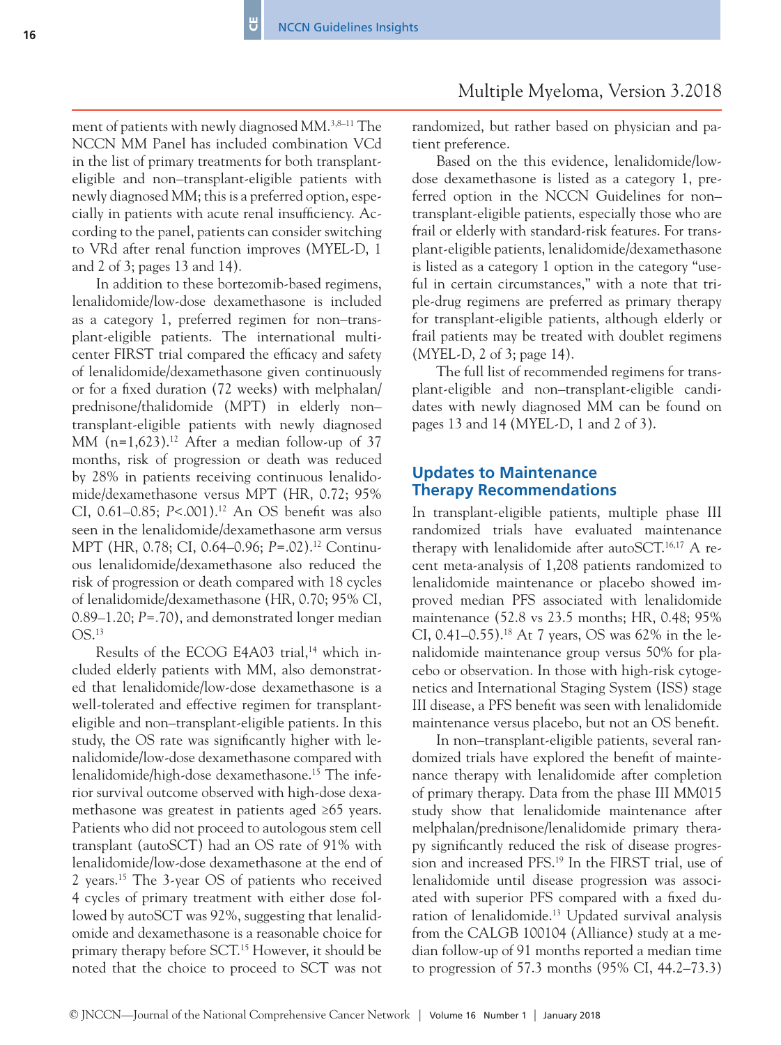ment of patients with newly diagnosed MM.[3,8–11] The NCCN MM Panel has included combination VCd in the list of primary treatments for both transplant-eligible and non–transplant-eligible patients with newly diagnosed MM; this is a preferred option, especially in patients with acute renal insufficiency. According to the panel, patients can consider switching to VRd after renal function improves (MYEL-D, 1 and 2 of 3; pages 13 and 14).

In addition to these bortezomib-based regimens, lenalidomide/low-dose dexamethasone is included as a category 1, preferred regimen for non–transplant-eligible patients. The international multicenter FIRST trial compared the efficacy and safety of lenalidomide/dexamethasone given continuously or for a fixed duration (72 weeks) with melphalan/prednisone/thalidomide (MPT) in elderly non–transplant-eligible patients with newly diagnosed MM (n=1,623).[12] After a median follow-up of 37 months, risk of progression or death was reduced by 28% in patients receiving continuous lenalidomide/dexamethasone versus MPT (HR, 0.72; 95% CI, 0.61–0.85; *P*<.001).[12] An OS benefit was also seen in the lenalidomide/dexamethasone arm versus MPT (HR, 0.78; CI, 0.64–0.96; *P*=.02).[12] Continuous lenalidomide/dexamethasone also reduced the risk of progression or death compared with 18 cycles of lenalidomide/dexamethasone (HR, 0.70; 95% CI, 0.89–1.20; *P*=.70), and demonstrated longer median OS.[13]

Results of the ECOG E4A03 trial,[14] which included elderly patients with MM, also demonstrated that lenalidomide/low-dose dexamethasone is a well-tolerated and effective regimen for transplant-eligible and non–transplant-eligible patients. In this study, the OS rate was significantly higher with lenalidomide/low-dose dexamethasone compared with lenalidomide/high-dose dexamethasone.[15] The inferior survival outcome observed with high-dose dexamethasone was greatest in patients aged ≥65 years. Patients who did not proceed to autologous stem cell transplant (autoSCT) had an OS rate of 91% with lenalidomide/low-dose dexamethasone at the end of 2 years.[15] The 3-year OS of patients who received 4 cycles of primary treatment with either dose followed by autoSCT was 92%, suggesting that lenalidomide and dexamethasone is a reasonable choice for primary therapy before SCT.[15] However, it should be noted that the choice to proceed to SCT was not randomized, but rather based on physician and patient preference.

Based on the this evidence, lenalidomide/low-dose dexamethasone is listed as a category 1, preferred option in the NCCN Guidelines for non–transplant-eligible patients, especially those who are frail or elderly with standard-risk features. For transplant-eligible patients, lenalidomide/dexamethasone is listed as a category 1 option in the category "useful in certain circumstances," with a note that triple-drug regimens are preferred as primary therapy for transplant-eligible patients, although elderly or frail patients may be treated with doublet regimens (MYEL-D, 2 of 3; page 14).

The full list of recommended regimens for transplant-eligible and non–transplant-eligible candidates with newly diagnosed MM can be found on pages 13 and 14 (MYEL-D, 1 and 2 of 3).

## Updates to Maintenance Therapy Recommendations

In transplant-eligible patients, multiple phase III randomized trials have evaluated maintenance therapy with lenalidomide after autoSCT.[16,17] A recent meta-analysis of 1,208 patients randomized to lenalidomide maintenance or placebo showed improved median PFS associated with lenalidomide maintenance (52.8 vs 23.5 months; HR, 0.48; 95% CI, 0.41–0.55).[18] At 7 years, OS was 62% in the lenalidomide maintenance group versus 50% for placebo or observation. In those with high-risk cytogenetics and International Staging System (ISS) stage III disease, a PFS benefit was seen with lenalidomide maintenance versus placebo, but not an OS benefit.

In non–transplant-eligible patients, several randomized trials have explored the benefit of maintenance therapy with lenalidomide after completion of primary therapy. Data from the phase III MM015 study show that lenalidomide maintenance after melphalan/prednisone/lenalidomide primary therapy significantly reduced the risk of disease progression and increased PFS.[19] In the FIRST trial, use of lenalidomide until disease progression was associated with superior PFS compared with a fixed duration of lenalidomide.[13] Updated survival analysis from the CALGB 100104 (Alliance) study at a median follow-up of 91 months reported a median time to progression of 57.3 months (95% CI, 44.2–73.3)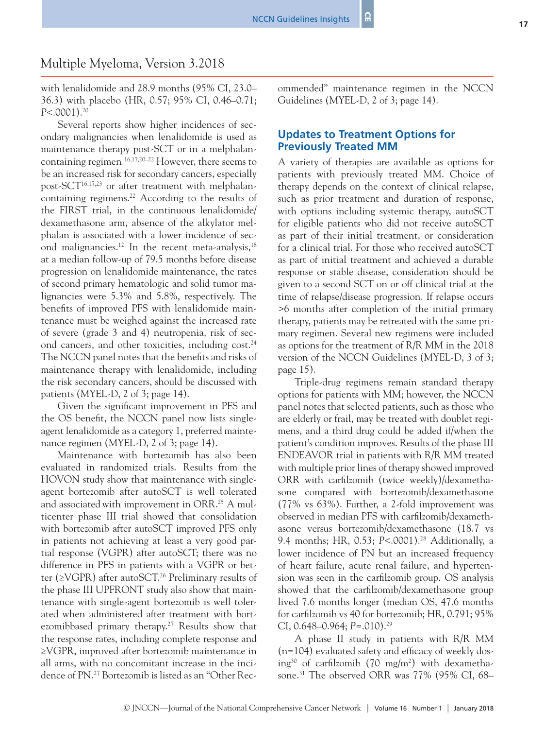with lenalidomide and 28.9 months (95% CI, 23.0–36.3) with placebo (HR, 0.57; 95% CI, 0.46–0.71; *P*<.0001).[20]

Several reports show higher incidences of secondary malignancies when lenalidomide is used as maintenance therapy post-SCT or in a melphalan-containing regimen.[16,17,20–22] However, there seems to be an increased risk for secondary cancers, especially post-SCT[16,17,23] or after treatment with melphalan-containing regimens.[22] According to the results of the FIRST trial, in the continuous lenalidomide/dexamethasone arm, absence of the alkylator melphalan is associated with a lower incidence of second malignancies.[12] In the recent meta-analysis,[18] at a median follow-up of 79.5 months before disease progression on lenalidomide maintenance, the rates of second primary hematologic and solid tumor malignancies were 5.3% and 5.8%, respectively. The benefits of improved PFS with lenalidomide maintenance must be weighed against the increased rate of severe (grade 3 and 4) neutropenia, risk of second cancers, and other toxicities, including cost.[24] The NCCN panel notes that the benefits and risks of maintenance therapy with lenalidomide, including the risk secondary cancers, should be discussed with patients (MYEL-D, 2 of 3; page 14).

Given the significant improvement in PFS and the OS benefit, the NCCN panel now lists single-agent lenalidomide as a category 1, preferred maintenance regimen (MYEL-D, 2 of 3; page 14).

Maintenance with bortezomib has also been evaluated in randomized trials. Results from the HOVON study show that maintenance with single-agent bortezomib after autoSCT is well tolerated and associated with improvement in ORR.[25] A multicenter phase III trial showed that consolidation with bortezomib after autoSCT improved PFS only in patients not achieving at least a very good partial response (VGPR) after autoSCT; there was no difference in PFS in patients with a VGPR or better (≥VGPR) after autoSCT.[26] Preliminary results of the phase III UPFRONT study also show that maintenance with single-agent bortezomib is well tolerated when administered after treatment with bortezomibbased primary therapy.[27] Results show that the response rates, including complete response and ≥VGPR, improved after bortezomib maintenance in all arms, with no concomitant increase in the incidence of PN.[27] Bortezomib is listed as an "Other Recommended" maintenance regimen in the NCCN Guidelines (MYEL-D, 2 of 3; page 14).

## Updates to Treatment Options for Previously Treated MM

A variety of therapies are available as options for patients with previously treated MM. Choice of therapy depends on the context of clinical relapse, such as prior treatment and duration of response, with options including systemic therapy, autoSCT for eligible patients who did not receive autoSCT as part of their initial treatment, or consideration for a clinical trial. For those who received autoSCT as part of initial treatment and achieved a durable response or stable disease, consideration should be given to a second SCT on or off clinical trial at the time of relapse/disease progression. If relapse occurs >6 months after completion of the initial primary therapy, patients may be retreated with the same primary regimen. Several new regimens were included as options for the treatment of R/R MM in the 2018 version of the NCCN Guidelines (MYEL-D, 3 of 3; page 15).

Triple-drug regimens remain standard therapy options for patients with MM; however, the NCCN panel notes that selected patients, such as those who are elderly or frail, may be treated with doublet regimens, and a third drug could be added if/when the patient's condition improves. Results of the phase III ENDEAVOR trial in patients with R/R MM treated with multiple prior lines of therapy showed improved ORR with carfilzomib (twice weekly)/dexamethasone compared with bortezomib/dexamethasone (77% vs 63%). Further, a 2-fold improvement was observed in median PFS with carfilzomib/dexamethasone versus bortezomib/dexamethasone (18.7 vs 9.4 months; HR, 0.53; *P*<.0001).[28] Additionally, a lower incidence of PN but an increased frequency of heart failure, acute renal failure, and hypertension was seen in the carfilzomib group. OS analysis showed that the carfilzomib/dexamethasone group lived 7.6 months longer (median OS, 47.6 months for carfilzomib vs 40 for bortezomib; HR, 0.791; 95% CI, 0.648–0.964; *P*=.010).[29]

A phase II study in patients with R/R MM (n=104) evaluated safety and efficacy of weekly dosing[30] of carfilzomib (70 mg/m$^2$) with dexamethasone.[31] The observed ORR was 77% (95% CI, 68–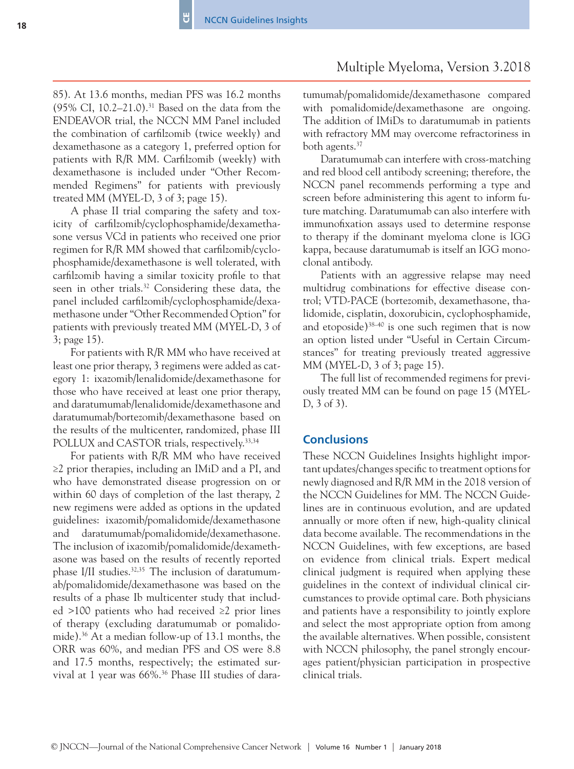85). At 13.6 months, median PFS was 16.2 months (95% CI, 10.2–21.0).[31] Based on the data from the ENDEAVOR trial, the NCCN MM Panel included the combination of carfilzomib (twice weekly) and dexamethasone as a category 1, preferred option for patients with R/R MM. Carfilzomib (weekly) with dexamethasone is included under "Other Recommended Regimens" for patients with previously treated MM (MYEL-D, 3 of 3; page 15).

A phase II trial comparing the safety and toxicity of carfilzomib/cyclophosphamide/dexamethasone versus VCd in patients who received one prior regimen for R/R MM showed that carfilzomib/cyclophosphamide/dexamethasone is well tolerated, with carfilzomib having a similar toxicity profile to that seen in other trials.[32] Considering these data, the panel included carfilzomib/cyclophosphamide/dexamethasone under "Other Recommended Option" for patients with previously treated MM (MYEL-D, 3 of 3; page 15).

For patients with R/R MM who have received at least one prior therapy, 3 regimens were added as category 1: ixazomib/lenalidomide/dexamethasone for those who have received at least one prior therapy, and daratumumab/lenalidomide/dexamethasone and daratumumab/bortezomib/dexamethasone based on the results of the multicenter, randomized, phase III POLLUX and CASTOR trials, respectively.[33,34]

For patients with R/R MM who have received ≥2 prior therapies, including an IMiD and a PI, and who have demonstrated disease progression on or within 60 days of completion of the last therapy, 2 new regimens were added as options in the updated guidelines: ixazomib/pomalidomide/dexamethasone and daratumumab/pomalidomide/dexamethasone. The inclusion of ixazomib/pomalidomide/dexamethasone was based on the results of recently reported phase I/II studies.[32,35] The inclusion of daratumumab/pomalidomide/dexamethasone was based on the results of a phase Ib multicenter study that included >100 patients who had received ≥2 prior lines of therapy (excluding daratumumab or pomalidomide).[36] At a median follow-up of 13.1 months, the ORR was 60%, and median PFS and OS were 8.8 and 17.5 months, respectively; the estimated survival at 1 year was 66%.[36] Phase III studies of daratumumab/pomalidomide/dexamethasone compared with pomalidomide/dexamethasone are ongoing. The addition of IMiDs to daratumumab in patients with refractory MM may overcome refractoriness in both agents.[37]

Daratumumab can interfere with cross-matching and red blood cell antibody screening; therefore, the NCCN panel recommends performing a type and screen before administering this agent to inform future matching. Daratumumab can also interfere with immunofixation assays used to determine response to therapy if the dominant myeloma clone is IGG kappa, because daratumumab is itself an IGG monoclonal antibody.

Patients with an aggressive relapse may need multidrug combinations for effective disease control; VTD-PACE (bortezomib, dexamethasone, thalidomide, cisplatin, doxorubicin, cyclophosphamide, and etoposide)[38–40] is one such regimen that is now an option listed under "Useful in Certain Circumstances" for treating previously treated aggressive MM (MYEL-D, 3 of 3; page 15).

The full list of recommended regimens for previously treated MM can be found on page 15 (MYEL-D, 3 of 3).

## Conclusions

These NCCN Guidelines Insights highlight important updates/changes specific to treatment options for newly diagnosed and R/R MM in the 2018 version of the NCCN Guidelines for MM. The NCCN Guidelines are in continuous evolution, and are updated annually or more often if new, high-quality clinical data become available. The recommendations in the NCCN Guidelines, with few exceptions, are based on evidence from clinical trials. Expert medical clinical judgment is required when applying these guidelines in the context of individual clinical circumstances to provide optimal care. Both physicians and patients have a responsibility to jointly explore and select the most appropriate option from among the available alternatives. When possible, consistent with NCCN philosophy, the panel strongly encourages patient/physician participation in prospective clinical trials.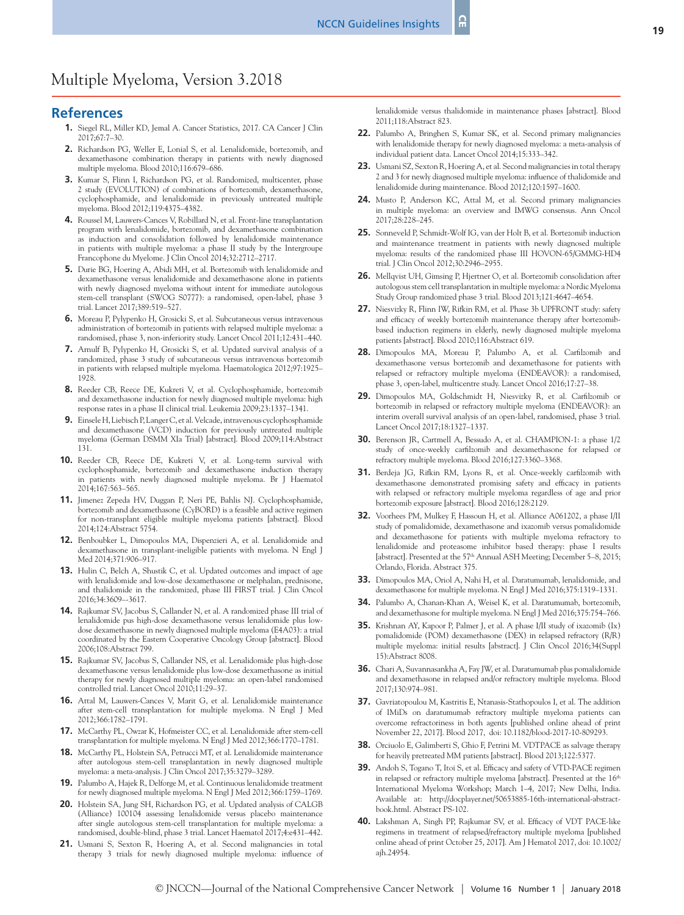# Multiple Myeloma, Version 3.2018

## References

1. Siegel RL, Miller KD, Jemal A. Cancer Statistics, 2017. CA Cancer J Clin 2017;67:7–30.
2. Richardson PG, Weller E, Lonial S, et al. Lenalidomide, bortezomib, and dexamethasone combination therapy in patients with newly diagnosed multiple myeloma. Blood 2010;116:679–686.
3. Kumar S, Flinn I, Richardson PG, et al. Randomized, multicenter, phase 2 study (EVOLUTION) of combinations of bortezomib, dexamethasone, cyclophosphamide, and lenalidomide in previously untreated multiple myeloma. Blood 2012;119:4375–4382.
4. Roussel M, Lauwers-Cances V, Robillard N, et al. Front-line transplantation program with lenalidomide, bortezomib, and dexamethasone combination as induction and consolidation followed by lenalidomide maintenance in patients with multiple myeloma: a phase II study by the Intergroupe Francophone du Myelome. J Clin Oncol 2014;32:2712–2717.
5. Durie BG, Hoering A, Abidi MH, et al. Bortezomib with lenalidomide and dexamethasone versus lenalidomide and dexamethasone alone in patients with newly diagnosed myeloma without intent for immediate autologous stem-cell transplant (SWOG S0777): a randomised, open-label, phase 3 trial. Lancet 2017;389:519–527.
6. Moreau P, Pylypenko H, Grosicki S, et al. Subcutaneous versus intravenous administration of bortezomib in patients with relapsed multiple myeloma: a randomised, phase 3, non-inferiority study. Lancet Oncol 2011;12:431–440.
7. Arnulf B, Pylypenko H, Grosicki S, et al. Updated survival analysis of a randomized, phase 3 study of subcutaneous versus intravenous bortezomib in patients with relapsed multiple myeloma. Haematologica 2012;97:1925–1928.
8. Reeder CB, Reece DE, Kukreti V, et al. Cyclophosphamide, bortezomib and dexamethasone induction for newly diagnosed multiple myeloma: high response rates in a phase II clinical trial. Leukemia 2009;23:1337–1341.
9. Einsele H, Liebisch P, Langer C, et al. Velcade, intravenous cyclophosphamide and dexamethasone (VCD) induction for previously untreated multiple myeloma (German DSMM XIa Trial) [abstract]. Blood 2009;114:Abstract 131.
10. Reeder CB, Reece DE, Kukreti V, et al. Long-term survival with cyclophosphamide, bortezomib and dexamethasone induction therapy in patients with newly diagnosed multiple myeloma. Br J Haematol 2014;167:563–565.
11. Jimenez Zepeda HV, Duggan P, Neri PE, Bahlis NJ. Cyclophosphamide, bortezomib and dexamethasone (CyBORD) is a feasible and active regimen for non-transplant eligible multiple myeloma patients [abstract]. Blood 2014;124:Abstract 5754.
12. Benboubker L, Dimopoulos MA, Dispenzieri A, et al. Lenalidomide and dexamethasone in transplant-ineligible patients with myeloma. N Engl J Med 2014;371:906–917.
13. Hulin C, Belch A, Shustik C, et al. Updated outcomes and impact of age with lenalidomide and low-dose dexamethasone or melphalan, prednisone, and thalidomide in the randomized, phase III FIRST trial. J Clin Oncol 2016;34:3609–-3617.
14. Rajkumar SV, Jacobus S, Callander N, et al. A randomized phase III trial of lenalidomide pus high-dose dexamethasone versus lenalidomide plus low-dose dexamethasone in newly diagnosed multiple myeloma (E4A03): a trial coordinated by the Eastern Cooperative Oncology Group [abstract]. Blood 2006;108:Abstract 799.
15. Rajkumar SV, Jacobus S, Callander NS, et al. Lenalidomide plus high-dose dexamethasone versus lenalidomide plus low-dose dexamethasone as initial therapy for newly diagnosed multiple myeloma: an open-label randomised controlled trial. Lancet Oncol 2010;11:29–37.
16. Attal M, Lauwers-Cances V, Marit G, et al. Lenalidomide maintenance after stem-cell transplantation for multiple myeloma. N Engl J Med 2012;366:1782–1791.
17. McCarthy PL, Owzar K, Hofmeister CC, et al. Lenalidomide after stem-cell transplantation for multiple myeloma. N Engl J Med 2012;366:1770–1781.
18. McCarthy PL, Holstein SA, Petrucci MT, et al. Lenalidomide maintenance after autologous stem-cell transplantation in newly diagnosed multiple myeloma: a meta-analysis. J Clin Oncol 2017;35:3279–3289.
19. Palumbo A, Hajek R, Delforge M, et al. Continuous lenalidomide treatment for newly diagnosed multiple myeloma. N Engl J Med 2012;366:1759–1769.
20. Holstein SA, Jung SH, Richardson PG, et al. Updated analysis of CALGB (Alliance) 100104 assessing lenalidomide versus placebo maintenance after single autologous stem-cell transplantation for multiple myeloma: a randomised, double-blind, phase 3 trial. Lancet Haematol 2017;4:e431–442.
21. Usmani S, Sexton R, Hoering A, et al. Second malignancies in total therapy 3 trials for newly diagnosed multiple myeloma: influence of lenalidomide versus thalidomide in maintenance phases [abstract]. Blood 2011;118:Abstract 823.
22. Palumbo A, Bringhen S, Kumar SK, et al. Second primary malignancies with lenalidomide therapy for newly diagnosed myeloma: a meta-analysis of individual patient data. Lancet Oncol 2014;15:333–342.
23. Usmani SZ, Sexton R, Hoering A, et al. Second malignancies in total therapy 2 and 3 for newly diagnosed multiple myeloma: influence of thalidomide and lenalidomide during maintenance. Blood 2012;120:1597–1600.
24. Musto P, Anderson KC, Attal M, et al. Second primary malignancies in multiple myeloma: an overview and IMWG consensus. Ann Oncol 2017;28:228–245.
25. Sonneveld P, Schmidt-Wolf IG, van der Holt B, et al. Bortezomib induction and maintenance treatment in patients with newly diagnosed multiple myeloma: results of the randomized phase III HOVON-65/GMMG-HD4 trial. J Clin Oncol 2012;30:2946–2955.
26. Mellqvist UH, Gimsing P, Hjertner O, et al. Bortezomib consolidation after autologous stem cell transplantation in multiple myeloma: a Nordic Myeloma Study Group randomized phase 3 trial. Blood 2013;121:4647–4654.
27. Niesvizky R, Flinn IW, Rifkin RM, et al. Phase 3b UPFRONT study: safety and efficacy of weekly bortezomib maintenance therapy after bortezomib-based induction regimens in elderly, newly diagnosed multiple myeloma patients [abstract]. Blood 2010;116:Abstract 619.
28. Dimopoulos MA, Moreau P, Palumbo A, et al. Carfilzomib and dexamethasone versus bortezomib and dexamethasone for patients with relapsed or refractory multiple myeloma (ENDEAVOR): a randomised, phase 3, open-label, multicentre study. Lancet Oncol 2016;17:27–38.
29. Dimopoulos MA, Goldschmidt H, Niesvizky R, et al. Carfilzomib or bortezomib in relapsed or refractory multiple myeloma (ENDEAVOR): an interim overall survival analysis of an open-label, randomised, phase 3 trial. Lancet Oncol 2017;18:1327–1337.
30. Berenson JR, Cartmell A, Bessudo A, et al. CHAMPION-1: a phase 1/2 study of once-weekly carfilzomib and dexamethasone for relapsed or refractory multiple myeloma. Blood 2016;127:3360–3368.
31. Berdeja JG, Rifkin RM, Lyons R, et al. Once-weekly carfilzomib with dexamethasone demonstrated promising safety and efficacy in patients with relapsed or refractory multiple myeloma regardless of age and prior bortezomib exposure [abstract]. Blood 2016;128:2129.
32. Voorhees PM, Mulkey F, Hassoun H, et al. Alliance A061202, a phase I/II study of pomalidomide, dexamethasone and ixazomib versus pomalidomide and dexamethasone for patients with multiple myeloma refractory to lenalidomide and proteasome inhibitor based therapy: phase I results [abstract]. Presented at the 57th Annual ASH Meeting; December 5–8, 2015; Orlando, Florida. Abstract 375.
33. Dimopoulos MA, Oriol A, Nahi H, et al. Daratumumab, lenalidomide, and dexamethasone for multiple myeloma. N Engl J Med 2016;375:1319–1331.
34. Palumbo A, Chanan-Khan A, Weisel K, et al. Daratumumab, bortezomib, and dexamethasone for multiple myeloma. N Engl J Med 2016;375:754–766.
35. Krishnan AY, Kapoor P, Palmer J, et al. A phase I/II study of ixazomib (Ix) pomalidomide (POM) dexamethasone (DEX) in relapsed refractory (R/R) multiple myeloma: initial results [abstract]. J Clin Oncol 2016;34(Suppl 15):Abstract 8008.
36. Chari A, Suvannasankha A, Fay JW, et al. Daratumumab plus pomalidomide and dexamethasone in relapsed and/or refractory multiple myeloma. Blood 2017;130:974–981.
37. Gavriatopoulou M, Kastritis E, Ntanasis-Stathopoulos I, et al. The addition of IMiDs on daratumumab refractory multiple myeloma patients can overcome refractoriness in both agents [published online ahead of print November 22, 2017]. Blood 2017, doi: 10.1182/blood-2017-10-809293.
38. Orciuolo E, Galimberti S, Ghio F, Petrini M. VDTPACE as salvage therapy for heavily pretreated MM patients [abstract]. Blood 2013;122:5377.
39. Andoh S, Togano T, Itoi S, et al. Efficacy and safety of VTD-PACE regimen in relapsed or refractory multiple myeloma [abstract]. Presented at the 16th International Myeloma Workshop; March 1–4, 2017; New Delhi, India. Available at: http://docplayer.net/50653885-16th-international-abstract-book.html. Abstract PS-102.
40. Lakshman A, Singh PP, Rajkumar SV, et al. Efficacy of VDT PACE-like regimens in treatment of relapsed/refractory multiple myeloma [published online ahead of print October 25, 2017]. Am J Hematol 2017, doi: 10.1002/ajh.24954.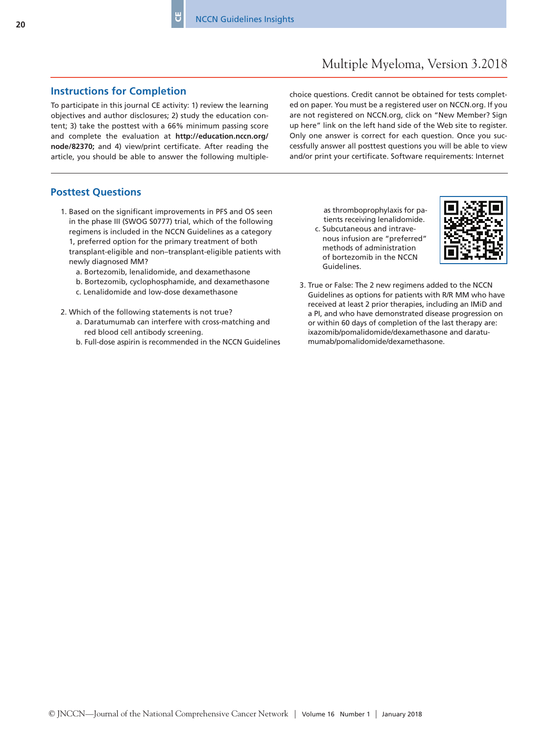## Instructions for Completion

To participate in this journal CE activity: 1) review the learning objectives and author disclosures; 2) study the education content; 3) take the posttest with a 66% minimum passing score and complete the evaluation at **http://education.nccn.org/node/82370;** and 4) view/print certificate. After reading the article, you should be able to answer the following multiple-choice questions. Credit cannot be obtained for tests completed on paper. You must be a registered user on NCCN.org. If you are not registered on NCCN.org, click on "New Member? Sign up here" link on the left hand side of the Web site to register. Only one answer is correct for each question. Once you successfully answer all posttest questions you will be able to view and/or print your certificate. Software requirements: Internet

## Posttest Questions

1. Based on the significant improvements in PFS and OS seen in the phase III (SWOG S0777) trial, which of the following regimens is included in the NCCN Guidelines as a category 1, preferred option for the primary treatment of both transplant-eligible and non–transplant-eligible patients with newly diagnosed MM?
   a. Bortezomib, lenalidomide, and dexamethasone
   b. Bortezomib, cyclophosphamide, and dexamethasone
   c. Lenalidomide and low-dose dexamethasone

2. Which of the following statements is not true?
   a. Daratumumab can interfere with cross-matching and red blood cell antibody screening.
   b. Full-dose aspirin is recommended in the NCCN Guidelines as thromboprophylaxis for patients receiving lenalidomide.
   c. Subcutaneous and intravenous infusion are "preferred" methods of administration of bortezomib in the NCCN Guidelines.

3. True or False: The 2 new regimens added to the NCCN Guidelines as options for patients with R/R MM who have received at least 2 prior therapies, including an IMiD and a PI, and who have demonstrated disease progression on or within 60 days of completion of the last therapy are: ixazomib/pomalidomide/dexamethasone and daratumumab/pomalidomide/dexamethasone.